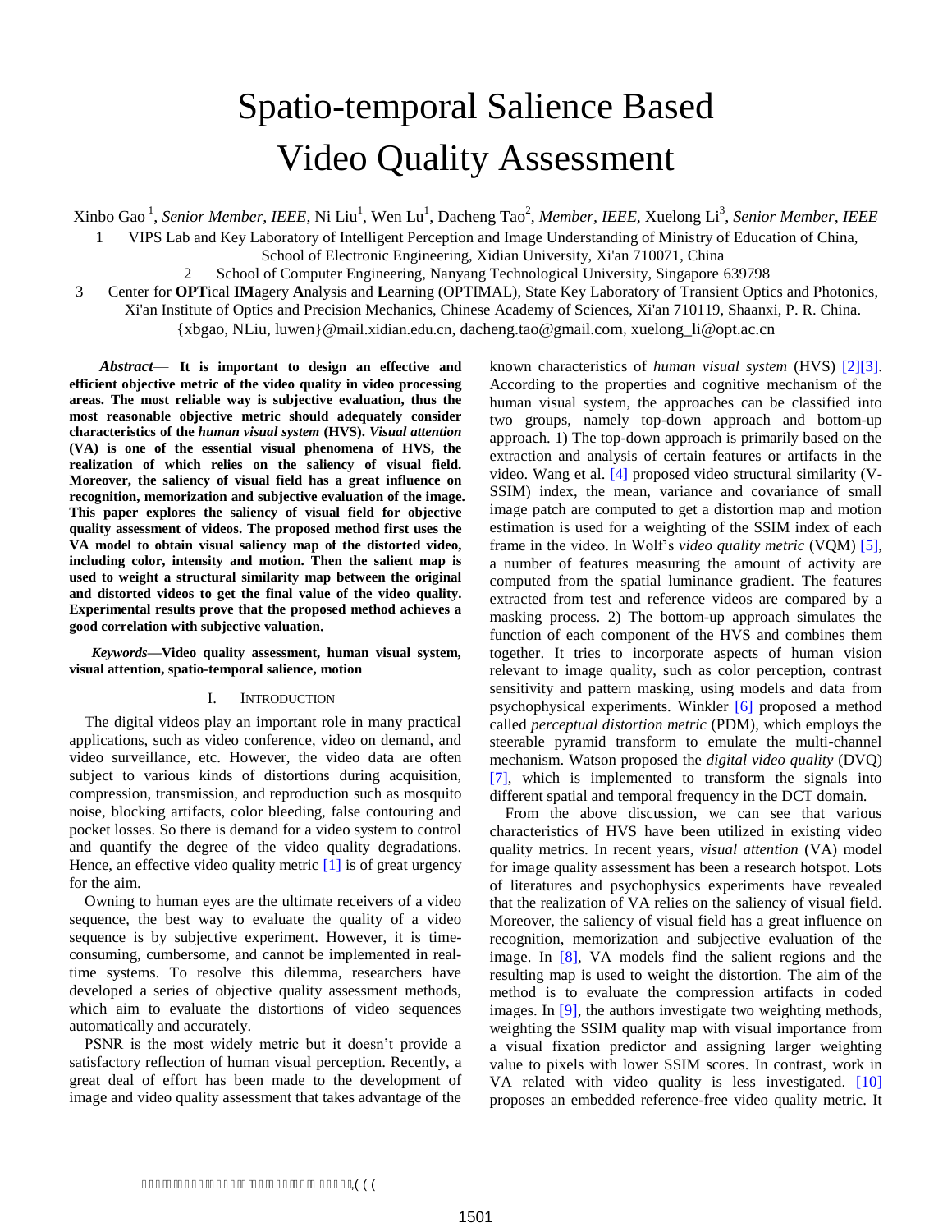# Spatio-temporal Salience Based Video Quality Assessment

Xinbo Gao [1], *Senior Member, IEEE*, Ni Liu[1], Wen Lu[1], Dacheng Tao[2], *Member, IEEE*, Xuelong Li[3], *Senior Member, IEEE*

1 VIPS Lab and Key Laboratory of Intelligent Perception and Image Understanding of Ministry of Education of China, School of Electronic Engineering, Xidian University, Xi'an 710071, China

2 School of Computer Engineering, Nanyang Technological University, Singapore 639798

3 Center for **OPT**ical **IM**agery **A**nalysis and **L**earning (OPTIMAL), State Key Laboratory of Transient Optics and Photonics, Xi'an Institute of Optics and Precision Mechanics, Chinese Academy of Sciences, Xi'an 710119, Shaanxi, P. R. China.

{xbgao, NLiu, luwen}@mail.xidian.edu.cn, dacheng.tao@gmail.com, xuelong_li@opt.ac.cn

***Abstract*— It is important to design an effective and efficient objective metric of the video quality in video processing areas. The most reliable way is subjective evaluation, thus the most reasonable objective metric should adequately consider characteristics of the *human visual system* (HVS). *Visual attention* (VA) is one of the essential visual phenomena of HVS, the realization of which relies on the saliency of visual field. Moreover, the saliency of visual field has a great influence on recognition, memorization and subjective evaluation of the image. This paper explores the saliency of visual field for objective quality assessment of videos. The proposed method first uses the VA model to obtain visual saliency map of the distorted video, including color, intensity and motion. Then the salient map is used to weight a structural similarity map between the original and distorted videos to get the final value of the video quality. Experimental results prove that the proposed method achieves a good correlation with subjective valuation.**

***Keywords*—Video quality assessment, human visual system, visual attention, spatio-temporal salience, motion**

## I. Introduction

The digital videos play an important role in many practical applications, such as video conference, video on demand, and video surveillance, etc. However, the video data are often subject to various kinds of distortions during acquisition, compression, transmission, and reproduction such as mosquito noise, blocking artifacts, color bleeding, false contouring and pocket losses. So there is demand for a video system to control and quantify the degree of the video quality degradations. Hence, an effective video quality metric [1] is of great urgency for the aim.

Owning to human eyes are the ultimate receivers of a video sequence, the best way to evaluate the quality of a video sequence is by subjective experiment. However, it is time-consuming, cumbersome, and cannot be implemented in real-time systems. To resolve this dilemma, researchers have developed a series of objective quality assessment methods, which aim to evaluate the distortions of video sequences automatically and accurately.

PSNR is the most widely metric but it doesn't provide a satisfactory reflection of human visual perception. Recently, a great deal of effort has been made to the development of image and video quality assessment that takes advantage of the known characteristics of *human visual system* (HVS) [2][3]. According to the properties and cognitive mechanism of the human visual system, the approaches can be classified into two groups, namely top-down approach and bottom-up approach. 1) The top-down approach is primarily based on the extraction and analysis of certain features or artifacts in the video. Wang et al. [4] proposed video structural similarity (V-SSIM) index, the mean, variance and covariance of small image patch are computed to get a distortion map and motion estimation is used for a weighting of the SSIM index of each frame in the video. In Wolf's *video quality metric* (VQM) [5], a number of features measuring the amount of activity are computed from the spatial luminance gradient. The features extracted from test and reference videos are compared by a masking process. 2) The bottom-up approach simulates the function of each component of the HVS and combines them together. It tries to incorporate aspects of human vision relevant to image quality, such as color perception, contrast sensitivity and pattern masking, using models and data from psychophysical experiments. Winkler [6] proposed a method called *perceptual distortion metric* (PDM), which employs the steerable pyramid transform to emulate the multi-channel mechanism. Watson proposed the *digital video quality* (DVQ) [7], which is implemented to transform the signals into different spatial and temporal frequency in the DCT domain.

From the above discussion, we can see that various characteristics of HVS have been utilized in existing video quality metrics. In recent years, *visual attention* (VA) model for image quality assessment has been a research hotspot. Lots of literatures and psychophysics experiments have revealed that the realization of VA relies on the saliency of visual field. Moreover, the saliency of visual field has a great influence on recognition, memorization and subjective evaluation of the image. In [8], VA models find the salient regions and the resulting map is used to weight the distortion. The aim of the method is to evaluate the compression artifacts in coded images. In [9], the authors investigate two weighting methods, weighting the SSIM quality map with visual importance from a visual fixation predictor and assigning larger weighting value to pixels with lower SSIM scores. In contrast, work in VA related with video quality is less investigated. [10] proposes an embedded reference-free video quality metric. It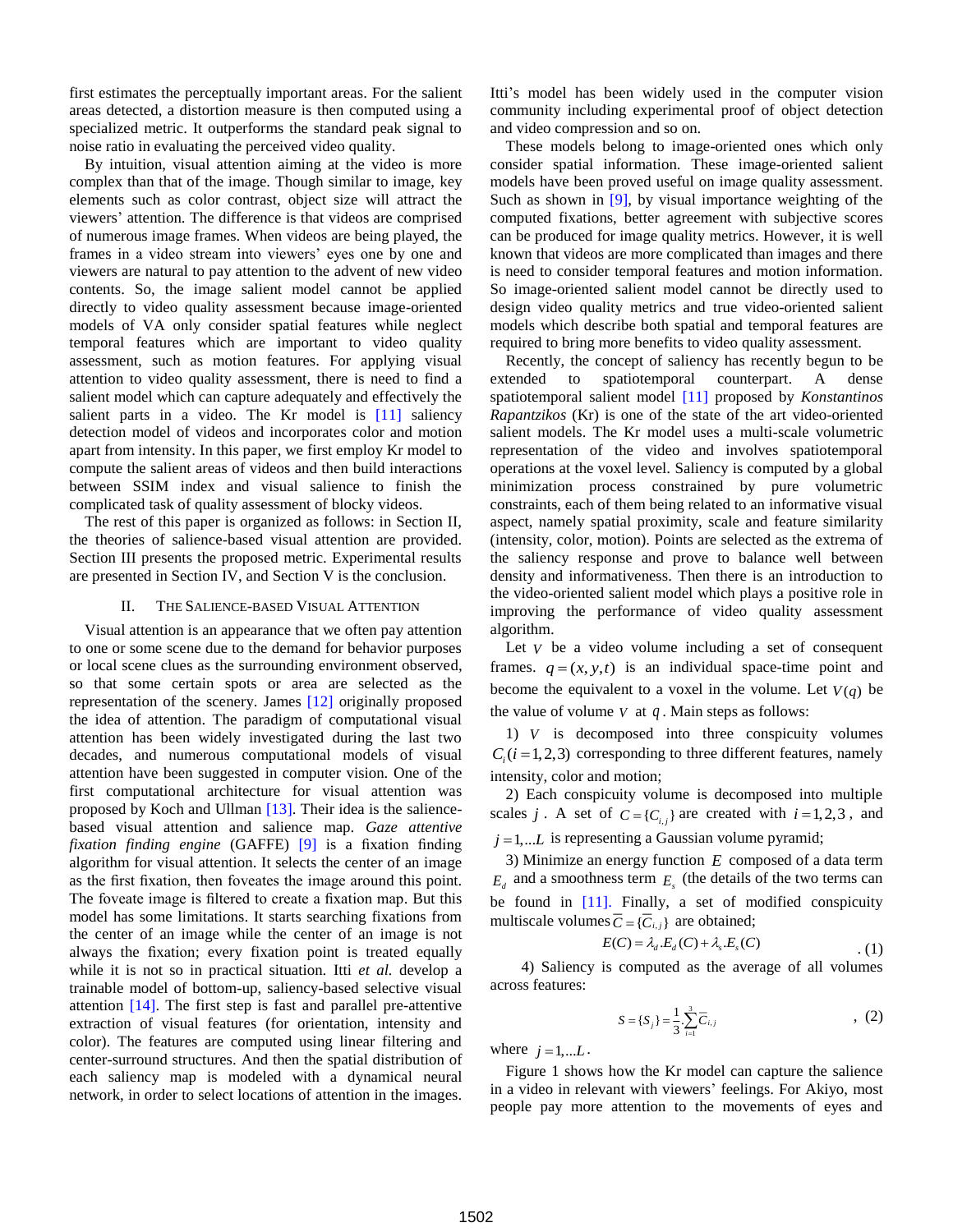first estimates the perceptually important areas. For the salient areas detected, a distortion measure is then computed using a specialized metric. It outperforms the standard peak signal to noise ratio in evaluating the perceived video quality.

By intuition, visual attention aiming at the video is more complex than that of the image. Though similar to image, key elements such as color contrast, object size will attract the viewers' attention. The difference is that videos are comprised of numerous image frames. When videos are being played, the frames in a video stream into viewers' eyes one by one and viewers are natural to pay attention to the advent of new video contents. So, the image salient model cannot be applied directly to video quality assessment because image-oriented models of VA only consider spatial features while neglect temporal features which are important to video quality assessment, such as motion features. For applying visual attention to video quality assessment, there is need to find a salient model which can capture adequately and effectively the salient parts in a video. The Kr model is [11] saliency detection model of videos and incorporates color and motion apart from intensity. In this paper, we first employ Kr model to compute the salient areas of videos and then build interactions between SSIM index and visual salience to finish the complicated task of quality assessment of blocky videos.

The rest of this paper is organized as follows: in Section II, the theories of salience-based visual attention are provided. Section III presents the proposed metric. Experimental results are presented in Section IV, and Section V is the conclusion.

## II. The Salience-based Visual Attention

Visual attention is an appearance that we often pay attention to one or some scene due to the demand for behavior purposes or local scene clues as the surrounding environment observed, so that some certain spots or area are selected as the representation of the scenery. James [12] originally proposed the idea of attention. The paradigm of computational visual attention has been widely investigated during the last two decades, and numerous computational models of visual attention have been suggested in computer vision. One of the first computational architecture for visual attention was proposed by Koch and Ullman [13]. Their idea is the salience-based visual attention and salience map. *Gaze attentive fixation finding engine* (GAFFE) [9] is a fixation finding algorithm for visual attention. It selects the center of an image as the first fixation, then foveates the image around this point. The foveate image is filtered to create a fixation map. But this model has some limitations. It starts searching fixations from the center of an image while the center of an image is not always the fixation; every fixation point is treated equally while it is not so in practical situation. Itti *et al.* develop a trainable model of bottom-up, saliency-based selective visual attention [14]. The first step is fast and parallel pre-attentive extraction of visual features (for orientation, intensity and color). The features are computed using linear filtering and center-surround structures. And then the spatial distribution of each saliency map is modeled with a dynamical neural network, in order to select locations of attention in the images. Itti's model has been widely used in the computer vision community including experimental proof of object detection and video compression and so on.

These models belong to image-oriented ones which only consider spatial information. These image-oriented salient models have been proved useful on image quality assessment. Such as shown in [9], by visual importance weighting of the computed fixations, better agreement with subjective scores can be produced for image quality metrics. However, it is well known that videos are more complicated than images and there is need to consider temporal features and motion information. So image-oriented salient model cannot be directly used to design video quality metrics and true video-oriented salient models which describe both spatial and temporal features are required to bring more benefits to video quality assessment.

Recently, the concept of saliency has recently begun to be extended to spatiotemporal counterpart. A dense spatiotemporal salient model [11] proposed by *Konstantinos Rapantzikos* (Kr) is one of the state of the art video-oriented salient models. The Kr model uses a multi-scale volumetric representation of the video and involves spatiotemporal operations at the voxel level. Saliency is computed by a global minimization process constrained by pure volumetric constraints, each of them being related to an informative visual aspect, namely spatial proximity, scale and feature similarity (intensity, color, motion). Points are selected as the extrema of the saliency response and prove to balance well between density and informativeness. Then there is an introduction to the video-oriented salient model which plays a positive role in improving the performance of video quality assessment algorithm.

Let $V$ be a video volume including a set of consequent frames. $q = (x, y, t)$ is an individual space-time point and become the equivalent to a voxel in the volume. Let $V(q)$ be the value of volume $V$ at $q$. Main steps as follows:

1) $V$ is decomposed into three conspicuity volumes $C_i (i = 1,2,3)$ corresponding to three different features, namely intensity, color and motion;

2) Each conspicuity volume is decomposed into multiple scales $j$. A set of $C = \{C_{i,j}\}$ are created with $i = 1,2,3$, and $j = 1,...L$ is representing a Gaussian volume pyramid;

3) Minimize an energy function $E$ composed of a data term $E_d$ and a smoothness term $E_s$ (the details of the two terms can be found in [11]. Finally, a set of modified conspicuity multiscale volumes $\overline{C} = \{\overline{C}_{i,j}\}$ are obtained;

$$E(C) = \lambda_d . E_d(C) + \lambda_s . E_s(C) \quad . (1)$$

4) Saliency is computed as the average of all volumes across features:

$$S = \{S_j\} = \frac{1}{3} . \sum_{i=1}^{3} \overline{C}_{i,j} \quad , (2)$$

where $j = 1,...L$.

Figure 1 shows how the Kr model can capture the salience in a video in relevant with viewers' feelings. For Akiyo, most people pay more attention to the movements of eyes and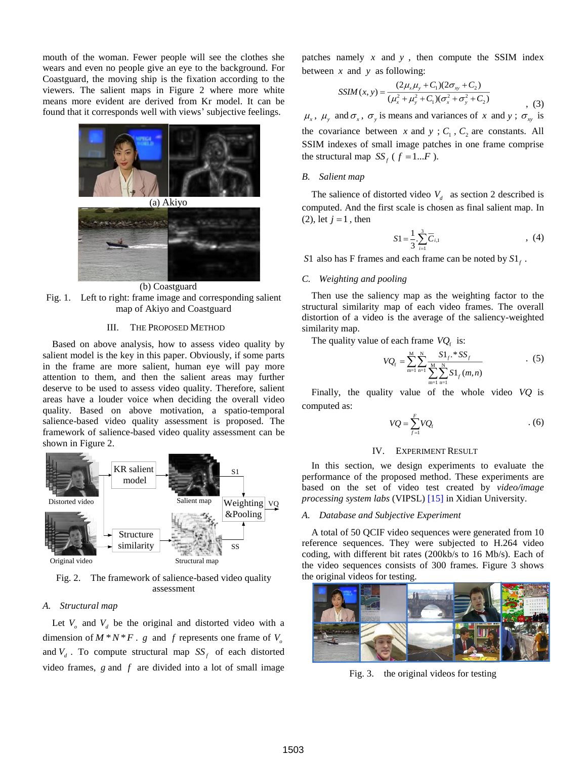mouth of the woman. Fewer people will see the clothes she wears and even no people give an eye to the background. For Coastguard, the moving ship is the fixation according to the viewers. The salient maps in Figure 2 where more white means more evident are derived from Kr model. It can be found that it corresponds well with views' subjective feelings.

(a) Akiyo

(b) Coastguard

Fig. 1. Left to right: frame image and corresponding salient map of Akiyo and Coastguard

## III. THE PROPOSED METHOD

Based on above analysis, how to assess video quality by salient model is the key in this paper. Obviously, if some parts in the frame are more salient, human eye will pay more attention to them, and then the salient areas may further deserve to be used to assess video quality. Therefore, salient areas have a louder voice when deciding the overall video quality. Based on above motivation, a spatio-temporal salience-based video quality assessment is proposed. The framework of salience-based video quality assessment can be shown in Figure 2.

Distorted video | KR salient model | Salient map | S1 | Weighting &Pooling | VQ | Original video | Structure similarity | Structural map | SS

Fig. 2. The framework of salience-based video quality assessment

### A. Structural map

Let $V_o$ and $V_d$ be the original and distorted video with a dimension of $M*N*F$. $g$ and $f$ represents one frame of $V_o$ and $V_d$. To compute structural map $SS_f$ of each distorted video frames, $g$ and $f$ are divided into a lot of small image patches namely $x$ and $y$, then compute the SSIM index between $x$ and $y$ as following:

$$SSIM(x,y) = \frac{(2\mu_x\mu_y + C_1)(2\sigma_{xy} + C_2)}{(\mu_x^2 + \mu_y^2 + C_1)(\sigma_x^2 + \sigma_y^2 + C_2)} \quad , (3)$$

$\mu_x$, $\mu_y$ and $\sigma_x$, $\sigma_y$ is means and variances of $x$ and $y$; $\sigma_{xy}$ is the covariance between $x$ and $y$; $C_1$, $C_2$ are constants. All SSIM indexes of small image patches in one frame comprise the structural map $SS_f$ ( $f = 1...F$ ).

### B. Salient map

The salience of distorted video $V_d$ as section 2 described is computed. And the first scale is chosen as final salient map. In (2), let $j = 1$, then

$$S1 = \frac{1}{3} \cdot \sum_{i=1}^{3} \bar{C}_{i,1} \quad , (4)$$

$S1$ also has F frames and each frame can be noted by $S1_f$.

### C. Weighting and pooling

Then use the saliency map as the weighting factor to the structural similarity map of each video frames. The overall distortion of a video is the average of the saliency-weighted similarity map.

The quality value of each frame $VQ_f$ is:

$$VQ_f = \sum_{m=1}^{M}\sum_{n=1}^{N} \frac{S1_f .* SS_f}{\sum_{m=1}^{M}\sum_{n=1}^{N} S1_f(m,n)} \quad . (5)$$

Finally, the quality value of the whole video $VQ$ is computed as:

$$VQ = \sum_{f=1}^{F} VQ_f \quad . (6)$$

## IV. EXPERIMENT RESULT

In this section, we design experiments to evaluate the performance of the proposed method. These experiments are based on the set of video test created by *video/image processing system labs* (VIPSL) [15] in Xidian University.

### A. Database and Subjective Experiment

A total of 50 QCIF video sequences were generated from 10 reference sequences. They were subjected to H.264 video coding, with different bit rates (200kb/s to 16 Mb/s). Each of the video sequences consists of 300 frames. Figure 3 shows the original videos for testing.

Fig. 3. the original videos for testing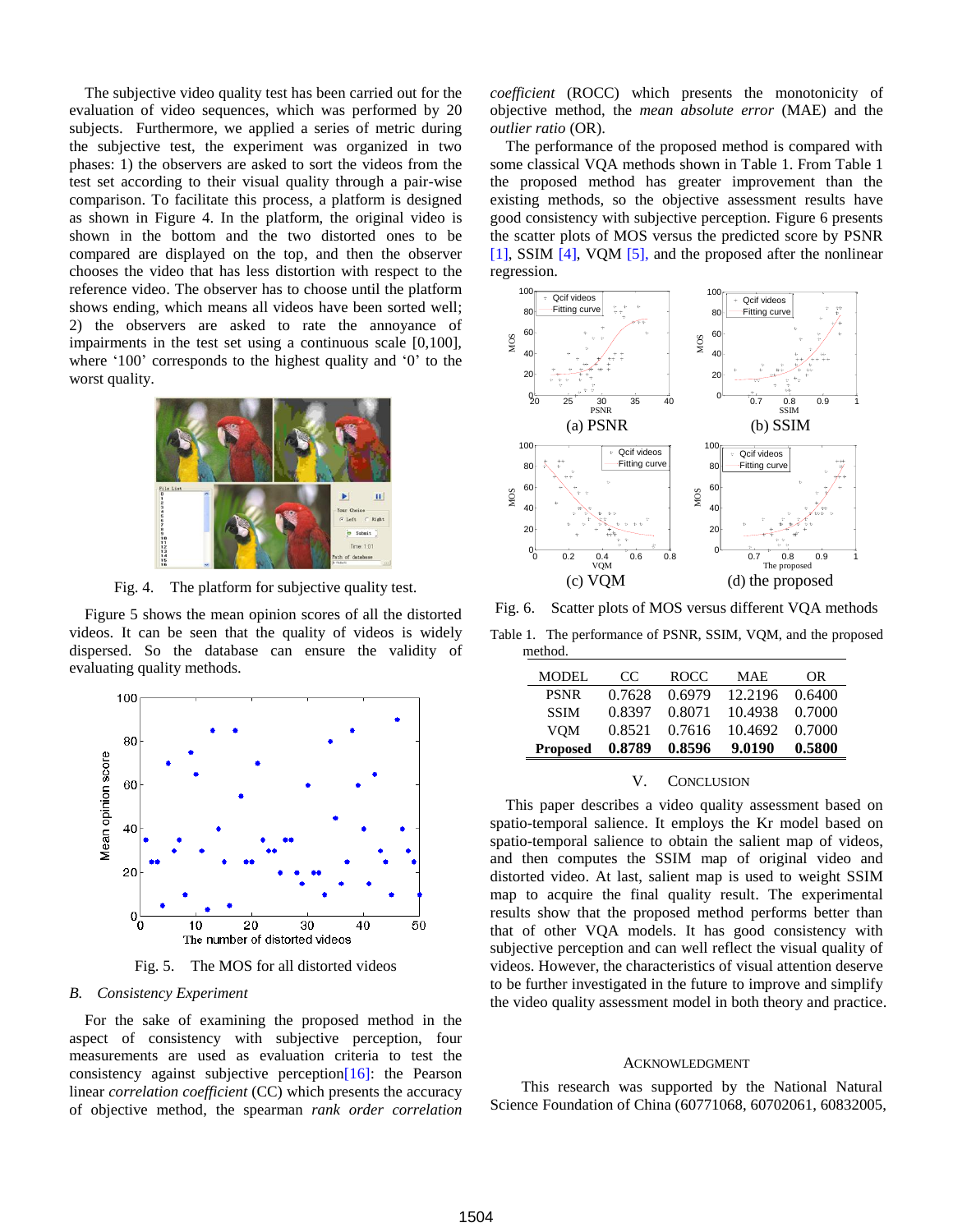The subjective video quality test has been carried out for the evaluation of video sequences, which was performed by 20 subjects. Furthermore, we applied a series of metric during the subjective test, the experiment was organized in two phases: 1) the observers are asked to sort the videos from the test set according to their visual quality through a pair-wise comparison. To facilitate this process, a platform is designed as shown in Figure 4. In the platform, the original video is shown in the bottom and the two distorted ones to be compared are displayed on the top, and then the observer chooses the video that has less distortion with respect to the reference video. The observer has to choose until the platform shows ending, which means all videos have been sorted well; 2) the observers are asked to rate the annoyance of impairments in the test set using a continuous scale [0,100], where '100' corresponds to the highest quality and '0' to the worst quality.

Fig. 4. The platform for subjective quality test.

Figure 5 shows the mean opinion scores of all the distorted videos. It can be seen that the quality of videos is widely dispersed. So the database can ensure the validity of evaluating quality methods.

Fig. 5. The MOS for all distorted videos

### B. Consistency Experiment

For the sake of examining the proposed method in the aspect of consistency with subjective perception, four measurements are used as evaluation criteria to test the consistency against subjective perception[16]: the Pearson linear *correlation coefficient* (CC) which presents the accuracy of objective method, the spearman *rank order correlation coefficient* (ROCC) which presents the monotonicity of objective method, the *mean absolute error* (MAE) and the *outlier ratio* (OR).

The performance of the proposed method is compared with some classical VQA methods shown in Table 1. From Table 1 the proposed method has greater improvement than the existing methods, so the objective assessment results have good consistency with subjective perception. Figure 6 presents the scatter plots of MOS versus the predicted score by PSNR [1], SSIM [4], VQM [5], and the proposed after the nonlinear regression.

(a) PSNR (b) SSIM (c) VQM (d) the proposed

Fig. 6. Scatter plots of MOS versus different VQA methods

Table 1. The performance of PSNR, SSIM, VQM, and the proposed method.

| MODEL | CC | ROCC | MAE | OR |
|---|---|---|---|---|
| PSNR | 0.7628 | 0.6979 | 12.2196 | 0.6400 |
| SSIM | 0.8397 | 0.8071 | 10.4938 | 0.7000 |
| VQM | 0.8521 | 0.7616 | 10.4692 | 0.7000 |
| **Proposed** | **0.8789** | **0.8596** | **9.0190** | **0.5800** |

## V. Conclusion

This paper describes a video quality assessment based on spatio-temporal salience. It employs the Kr model based on spatio-temporal salience to obtain the salient map of videos, and then computes the SSIM map of original video and distorted video. At last, salient map is used to weight SSIM map to acquire the final quality result. The experimental results show that the proposed method performs better than that of other VQA models. It has good consistency with subjective perception and can well reflect the visual quality of videos. However, the characteristics of visual attention deserve to be further investigated in the future to improve and simplify the video quality assessment model in both theory and practice.

## Acknowledgment

This research was supported by the National Natural Science Foundation of China (60771068, 60702061, 60832005,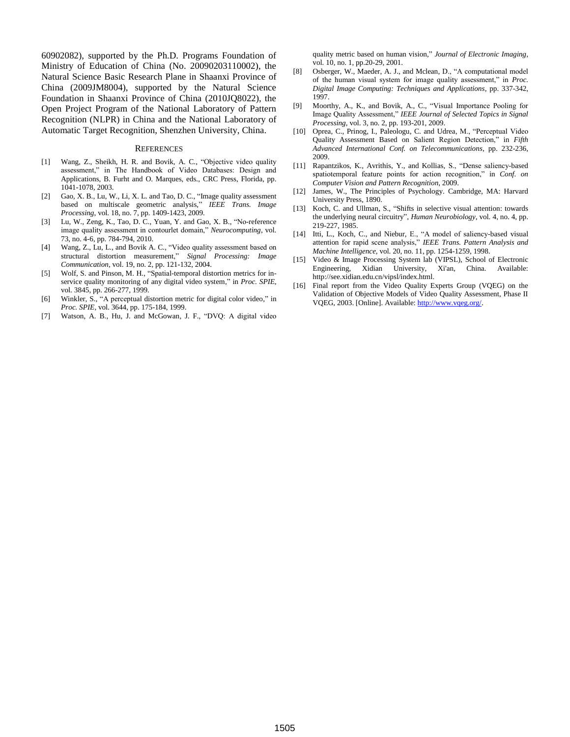60902082), supported by the Ph.D. Programs Foundation of Ministry of Education of China (No. 20090203110002), the Natural Science Basic Research Plane in Shaanxi Province of China (2009JM8004), supported by the Natural Science Foundation in Shaanxi Province of China (2010JQ8022), the Open Project Program of the National Laboratory of Pattern Recognition (NLPR) in China and the National Laboratory of Automatic Target Recognition, Shenzhen University, China.

## REFERENCES

[1] Wang, Z., Sheikh, H. R. and Bovik, A. C., "Objective video quality assessment," in The Handbook of Video Databases: Design and Applications, B. Furht and O. Marques, eds., CRC Press, Florida, pp. 1041-1078, 2003.

[2] Gao, X. B., Lu, W., Li, X. L. and Tao, D. C., "Image quality assessment based on multiscale geometric analysis," *IEEE Trans. Image Processing*, vol. 18, no. 7, pp. 1409-1423, 2009.

[3] Lu, W., Zeng, K., Tao, D. C., Yuan, Y. and Gao, X. B., "No-reference image quality assessment in contourlet domain," *Neurocomputing*, vol. 73, no. 4-6, pp. 784-794, 2010.

[4] Wang, Z., Lu, L., and Bovik A. C., "Video quality assessment based on structural distortion measurement," *Signal Processing: Image Communication*, vol. 19, no. 2, pp. 121-132, 2004.

[5] Wolf, S. and Pinson, M. H., "Spatial-temporal distortion metrics for in-service quality monitoring of any digital video system," in *Proc. SPIE*, vol. 3845, pp. 266-277, 1999.

[6] Winkler, S., "A perceptual distortion metric for digital color video," in *Proc. SPIE*, vol. 3644, pp. 175-184, 1999.

[7] Watson, A. B., Hu, J. and McGowan, J. F., "DVQ: A digital video quality metric based on human vision," *Journal of Electronic Imaging*, vol. 10, no. 1, pp.20-29, 2001.

[8] Osberger, W., Maeder, A. J., and Mclean, D., "A computational model of the human visual system for image quality assessment," in *Proc. Digital Image Computing: Techniques and Applications*, pp. 337-342, 1997.

[9] Moorthy, A., K., and Bovik, A., C., "Visual Importance Pooling for Image Quality Assessment," *IEEE Journal of Selected Topics in Signal Processing*, vol. 3, no. 2, pp. 193-201, 2009.

[10] Oprea, C., Prinog, I., Paleologu, C. and Udrea, M., "Perceptual Video Quality Assessment Based on Salient Region Detection," in *Fifth Advanced International Conf. on Telecommunications*, pp. 232-236, 2009.

[11] Rapantzikos, K., Avrithis, Y., and Kollias, S., "Dense saliency-based spatiotemporal feature points for action recognition," in *Conf. on Computer Vision and Pattern Recognition*, 2009.

[12] James, W., The Principles of Psychology. Cambridge, MA: Harvard University Press, 1890.

[13] Koch, C. and Ullman, S., "Shifts in selective visual attention: towards the underlying neural circuitry", *Human Neurobiology*, vol. 4, no. 4, pp. 219-227, 1985.

[14] Itti, L., Koch, C., and Niebur, E., "A model of saliency-based visual attention for rapid scene analysis," *IEEE Trans. Pattern Analysis and Machine Intelligence*, vol. 20, no. 11, pp. 1254-1259, 1998.

[15] Video & Image Processing System lab (VIPSL), School of Electronic Engineering, Xidian University, Xi'an, China. Available: http://see.xidian.edu.cn/vipsl/index.html.

[16] Final report from the Video Quality Experts Group (VQEG) on the Validation of Objective Models of Video Quality Assessment, Phase II VQEG, 2003. [Online]. Available: http://www.vqeg.org/.